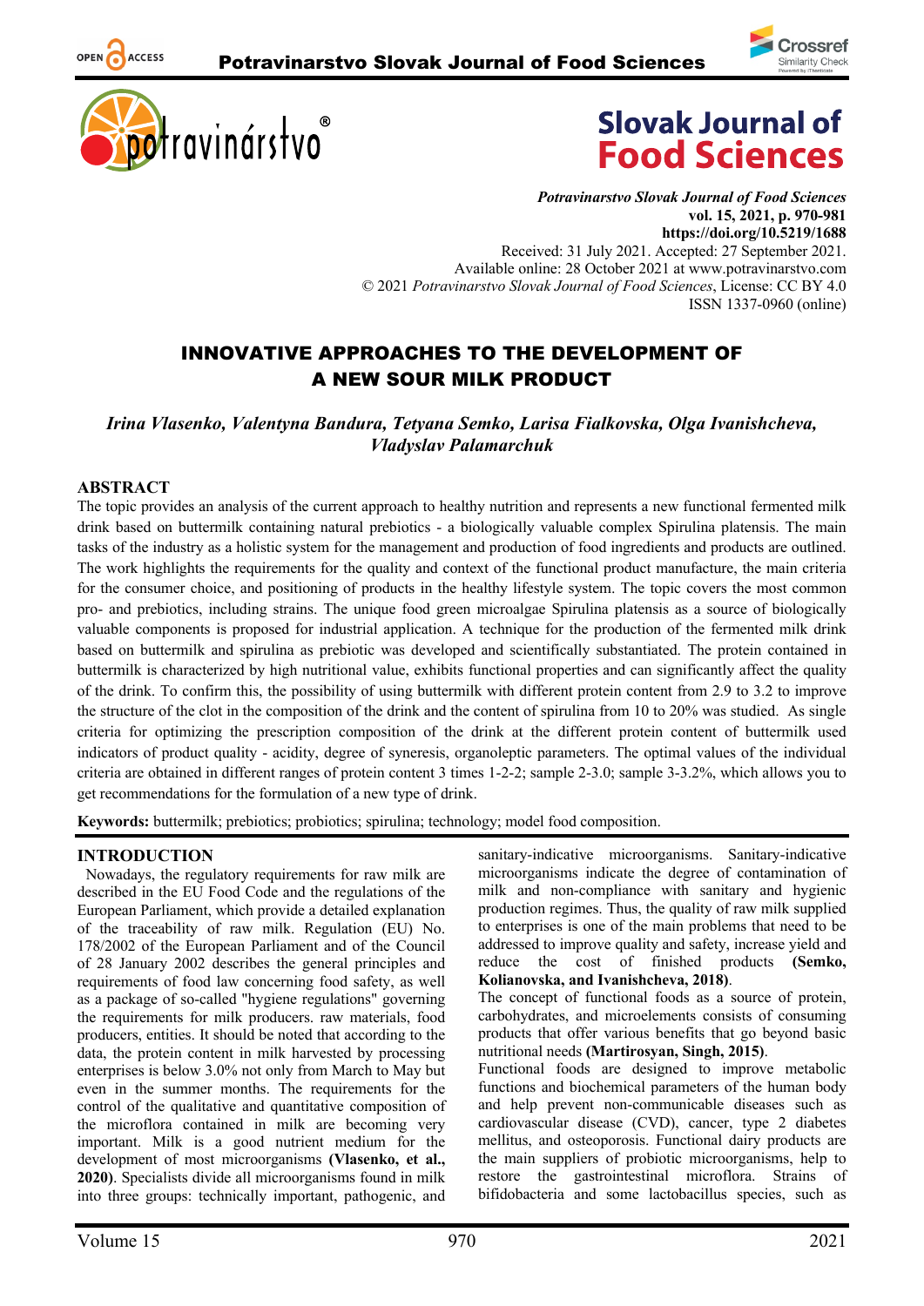Potravinarstvo Slovak Journal of Food Sciences
vol. 15, 2021, p. 970-981
https://doi.org/10.5219/1688
Received: 31 July 2021. Accepted: 27 September 2021.
Available online: 28 October 2021 at www.potravinarstvo.com
© 2021 *Potravinarstvo Slovak Journal of Food Sciences*, License: CC BY 4.0
ISSN 1337-0960 (online)

# INNOVATIVE APPROACHES TO THE DEVELOPMENT OF A NEW SOUR MILK PRODUCT

*Irina Vlasenko, Valentyna Bandura, Tetyana Semko, Larisa Fialkovska, Olga Ivanishcheva, Vladyslav Palamarchuk*

## ABSTRACT

The topic provides an analysis of the current approach to healthy nutrition and represents a new functional fermented milk drink based on buttermilk containing natural prebiotics - a biologically valuable complex Spirulina platensis. The main tasks of the industry as a holistic system for the management and production of food ingredients and products are outlined. The work highlights the requirements for the quality and context of the functional product manufacture, the main criteria for the consumer choice, and positioning of products in the healthy lifestyle system. The topic covers the most common pro- and prebiotics, including strains. The unique food green microalgae Spirulina platensis as a source of biologically valuable components is proposed for industrial application. A technique for the production of the fermented milk drink based on buttermilk and spirulina as prebiotic was developed and scientifically substantiated. The protein contained in buttermilk is characterized by high nutritional value, exhibits functional properties and can significantly affect the quality of the drink. To confirm this, the possibility of using buttermilk with different protein content from 2.9 to 3.2 to improve the structure of the clot in the composition of the drink and the content of spirulina from 10 to 20% was studied. As single criteria for optimizing the prescription composition of the drink at the different protein content of buttermilk used indicators of product quality - acidity, degree of syneresis, organoleptic parameters. The optimal values of the individual criteria are obtained in different ranges of protein content 3 times 1-2-2; sample 2-3.0; sample 3-3.2%, which allows you to get recommendations for the formulation of a new type of drink.

**Keywords:** buttermilk; prebiotics; probiotics; spirulina; technology; model food composition.

## INTRODUCTION

Nowadays, the regulatory requirements for raw milk are described in the EU Food Code and the regulations of the European Parliament, which provide a detailed explanation of the traceability of raw milk. Regulation (EU) No. 178/2002 of the European Parliament and of the Council of 28 January 2002 describes the general principles and requirements of food law concerning food safety, as well as a package of so-called "hygiene regulations" governing the requirements for milk producers. raw materials, food producers, entities. It should be noted that according to the data, the protein content in milk harvested by processing enterprises is below 3.0% not only from March to May but even in the summer months. The requirements for the control of the qualitative and quantitative composition of the microflora contained in milk are becoming very important. Milk is a good nutrient medium for the development of most microorganisms **(Vlasenko, et al., 2020)**. Specialists divide all microorganisms found in milk into three groups: technically important, pathogenic, and sanitary-indicative microorganisms. Sanitary-indicative microorganisms indicate the degree of contamination of milk and non-compliance with sanitary and hygienic production regimes. Thus, the quality of raw milk supplied to enterprises is one of the main problems that need to be addressed to improve quality and safety, increase yield and reduce the cost of finished products **(Semko, Kolianovska, and Ivanishcheva, 2018)**.

The concept of functional foods as a source of protein, carbohydrates, and microelements consists of consuming products that offer various benefits that go beyond basic nutritional needs **(Martirosyan, Singh, 2015)**.

Functional foods are designed to improve metabolic functions and biochemical parameters of the human body and help prevent non-communicable diseases such as cardiovascular disease (CVD), cancer, type 2 diabetes mellitus, and osteoporosis. Functional dairy products are the main suppliers of probiotic microorganisms, help to restore the gastrointestinal microflora. Strains of bifidobacteria and some lactobacillus species, such as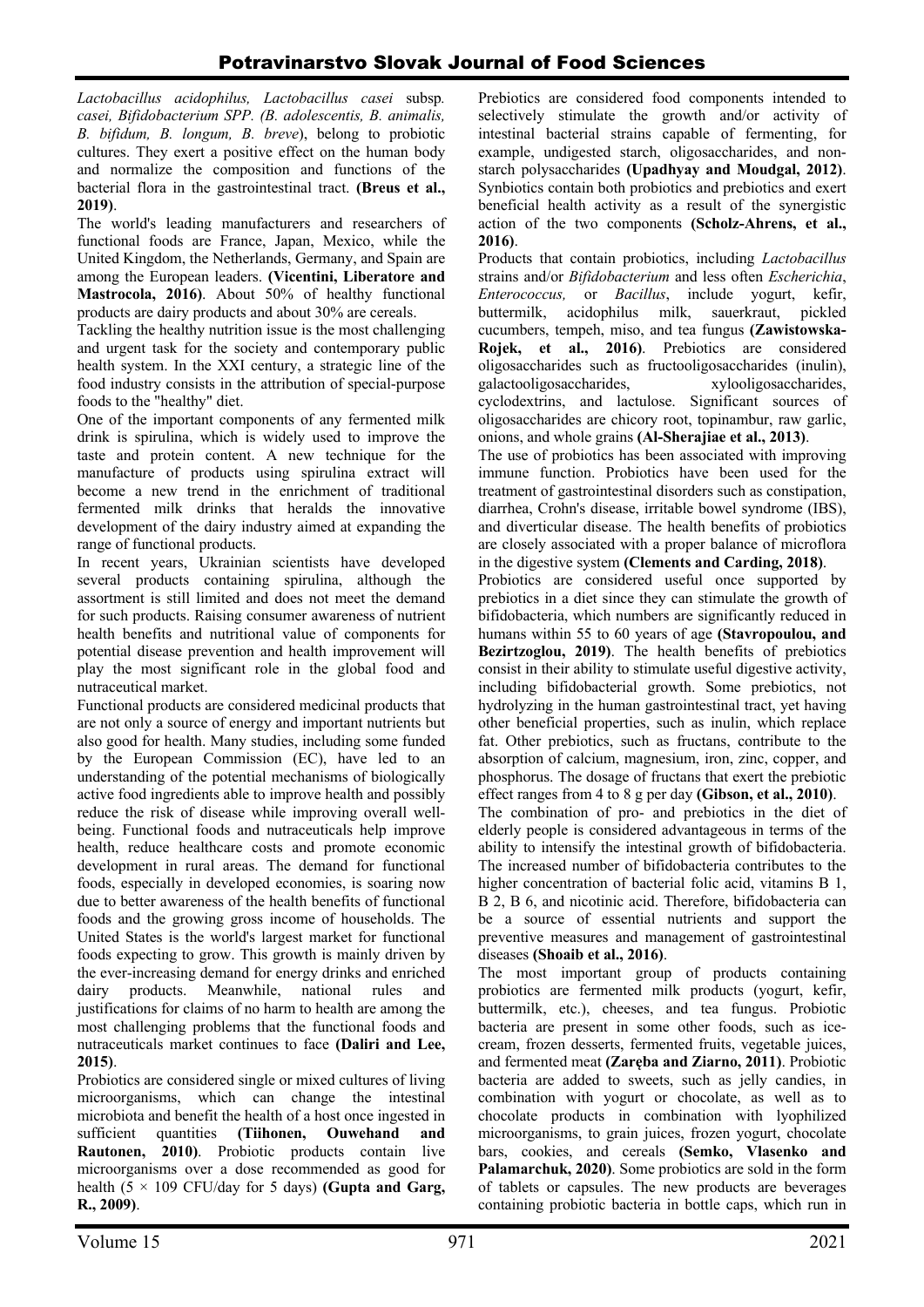*Lactobacillus acidophilus, Lactobacillus casei* subsp. *casei, Bifidobacterium SPP. (B. adolescentis, B. animalis, B. bifidum, B. longum, B. breve*), belong to probiotic cultures. They exert a positive effect on the human body and normalize the composition and functions of the bacterial flora in the gastrointestinal tract. **(Breus et al., 2019)**.

The world's leading manufacturers and researchers of functional foods are France, Japan, Mexico, while the United Kingdom, the Netherlands, Germany, and Spain are among the European leaders. **(Vicentini, Liberatore and Mastrocola, 2016)**. About 50% of healthy functional products are dairy products and about 30% are cereals.

Tackling the healthy nutrition issue is the most challenging and urgent task for the society and contemporary public health system. In the XXI century, a strategic line of the food industry consists in the attribution of special-purpose foods to the "healthy" diet.

One of the important components of any fermented milk drink is spirulina, which is widely used to improve the taste and protein content. A new technique for the manufacture of products using spirulina extract will become a new trend in the enrichment of traditional fermented milk drinks that heralds the innovative development of the dairy industry aimed at expanding the range of functional products.

In recent years, Ukrainian scientists have developed several products containing spirulina, although the assortment is still limited and does not meet the demand for such products. Raising consumer awareness of nutrient health benefits and nutritional value of components for potential disease prevention and health improvement will play the most significant role in the global food and nutraceutical market.

Functional products are considered medicinal products that are not only a source of energy and important nutrients but also good for health. Many studies, including some funded by the European Commission (EC), have led to an understanding of the potential mechanisms of biologically active food ingredients able to improve health and possibly reduce the risk of disease while improving overall well-being. Functional foods and nutraceuticals help improve health, reduce healthcare costs and promote economic development in rural areas. The demand for functional foods, especially in developed economies, is soaring now due to better awareness of the health benefits of functional foods and the growing gross income of households. The United States is the world's largest market for functional foods expecting to grow. This growth is mainly driven by the ever-increasing demand for energy drinks and enriched dairy products. Meanwhile, national rules and justifications for claims of no harm to health are among the most challenging problems that the functional foods and nutraceuticals market continues to face **(Daliri and Lee, 2015)**.

Probiotics are considered single or mixed cultures of living microorganisms, which can change the intestinal microbiota and benefit the health of a host once ingested in sufficient quantities **(Tiihonen, Ouwehand and Rautonen, 2010)**. Probiotic products contain live microorganisms over a dose recommended as good for health ($5 \times 109$ CFU/day for 5 days) **(Gupta and Garg, R., 2009)**.

Prebiotics are considered food components intended to selectively stimulate the growth and/or activity of intestinal bacterial strains capable of fermenting, for example, undigested starch, oligosaccharides, and non-starch polysaccharides **(Upadhyay and Moudgal, 2012)**. Synbiotics contain both probiotics and prebiotics and exert beneficial health activity as a result of the synergistic action of the two components **(Scholz-Ahrens, et al., 2016)**.

Products that contain probiotics, including *Lactobacillus* strains and/or *Bifidobacterium* and less often *Escherichia*, *Enterococcus,* or *Bacillus*, include yogurt, kefir, buttermilk, acidophilus milk, sauerkraut, pickled cucumbers, tempeh, miso, and tea fungus **(Zawistowska-Rojek, et al., 2016)**. Prebiotics are considered oligosaccharides such as fructooligosaccharides (inulin), galactooligosaccharides, xylooligosaccharides, cyclodextrins, and lactulose. Significant sources of oligosaccharides are chicory root, topinambur, raw garlic, onions, and whole grains **(Al-Sherajiae et al., 2013)**.

The use of probiotics has been associated with improving immune function. Probiotics have been used for the treatment of gastrointestinal disorders such as constipation, diarrhea, Crohn's disease, irritable bowel syndrome (IBS), and diverticular disease. The health benefits of probiotics are closely associated with a proper balance of microflora in the digestive system **(Clements and Carding, 2018)**.

Probiotics are considered useful once supported by prebiotics in a diet since they can stimulate the growth of bifidobacteria, which numbers are significantly reduced in humans within 55 to 60 years of age **(Stavropoulou, and Bezirtzoglou, 2019)**. The health benefits of prebiotics consist in their ability to stimulate useful digestive activity, including bifidobacterial growth. Some prebiotics, not hydrolyzing in the human gastrointestinal tract, yet having other beneficial properties, such as inulin, which replace fat. Other prebiotics, such as fructans, contribute to the absorption of calcium, magnesium, iron, zinc, copper, and phosphorus. The dosage of fructans that exert the prebiotic effect ranges from 4 to 8 g per day **(Gibson, et al., 2010)**.

The combination of pro- and prebiotics in the diet of elderly people is considered advantageous in terms of the ability to intensify the intestinal growth of bifidobacteria. The increased number of bifidobacteria contributes to the higher concentration of bacterial folic acid, vitamins B 1, B 2, B 6, and nicotinic acid. Therefore, bifidobacteria can be a source of essential nutrients and support the preventive measures and management of gastrointestinal diseases **(Shoaib et al., 2016)**.

The most important group of products containing probiotics are fermented milk products (yogurt, kefir, buttermilk, etc.), cheeses, and tea fungus. Probiotic bacteria are present in some other foods, such as ice-cream, frozen desserts, fermented fruits, vegetable juices, and fermented meat **(Zaręba and Ziarno, 2011)**. Probiotic bacteria are added to sweets, such as jelly candies, in combination with yogurt or chocolate, as well as to chocolate products in combination with lyophilized microorganisms, to grain juices, frozen yogurt, chocolate bars, cookies, and cereals **(Semko, Vlasenko and Palamarchuk, 2020)**. Some probiotics are sold in the form of tablets or capsules. The new products are beverages containing probiotic bacteria in bottle caps, which run in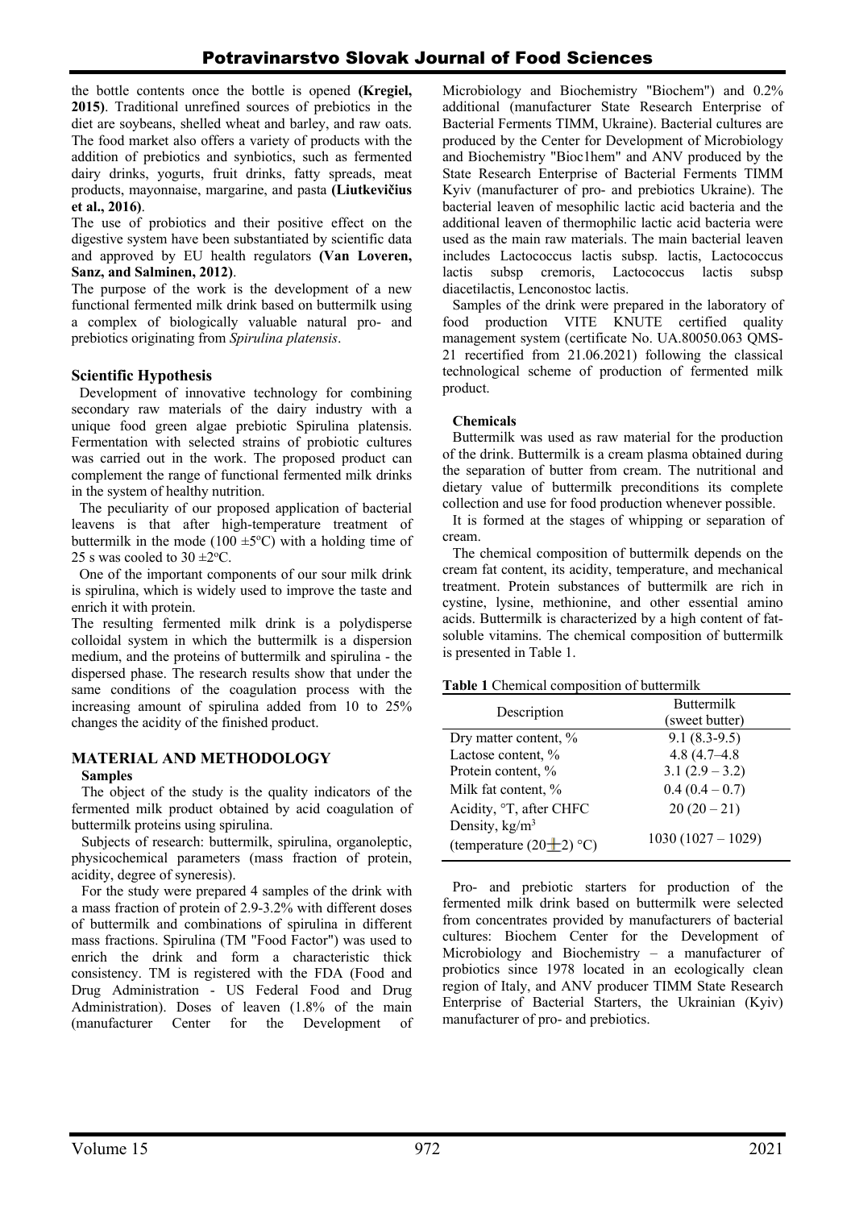the bottle contents once the bottle is opened **(Kregiel, 2015)**. Traditional unrefined sources of prebiotics in the diet are soybeans, shelled wheat and barley, and raw oats. The food market also offers a variety of products with the addition of prebiotics and synbiotics, such as fermented dairy drinks, yogurts, fruit drinks, fatty spreads, meat products, mayonnaise, margarine, and pasta **(Liutkevičius et al., 2016)**.

The use of probiotics and their positive effect on the digestive system have been substantiated by scientific data and approved by EU health regulators **(Van Loveren, Sanz, and Salminen, 2012)**.

The purpose of the work is the development of a new functional fermented milk drink based on buttermilk using a complex of biologically valuable natural pro- and prebiotics originating from *Spirulina platensis*.

## Scientific Hypothesis

Development of innovative technology for combining secondary raw materials of the dairy industry with a unique food green algae prebiotic Spirulina platensis. Fermentation with selected strains of probiotic cultures was carried out in the work. The proposed product can complement the range of functional fermented milk drinks in the system of healthy nutrition.

The peculiarity of our proposed application of bacterial leavens is that after high-temperature treatment of buttermilk in the mode (100 ±5°C) with a holding time of 25 s was cooled to 30 ±2°C.

One of the important components of our sour milk drink is spirulina, which is widely used to improve the taste and enrich it with protein.

The resulting fermented milk drink is a polydisperse colloidal system in which the buttermilk is a dispersion medium, and the proteins of buttermilk and spirulina - the dispersed phase. The research results show that under the same conditions of the coagulation process with the increasing amount of spirulina added from 10 to 25% changes the acidity of the finished product.

## MATERIAL AND METHODOLOGY

### Samples

The object of the study is the quality indicators of the fermented milk product obtained by acid coagulation of buttermilk proteins using spirulina.

Subjects of research: buttermilk, spirulina, organoleptic, physicochemical parameters (mass fraction of protein, acidity, degree of syneresis).

For the study were prepared 4 samples of the drink with a mass fraction of protein of 2.9-3.2% with different doses of buttermilk and combinations of spirulina in different mass fractions. Spirulina (TM "Food Factor") was used to enrich the drink and form a characteristic thick consistency. TM is registered with the FDA (Food and Drug Administration - US Federal Food and Drug Administration). Doses of leaven (1.8% of the main (manufacturer Center for the Development of Microbiology and Biochemistry "Biochem") and 0.2% additional (manufacturer State Research Enterprise of Bacterial Ferments TIMM, Ukraine). Bacterial cultures are produced by the Center for Development of Microbiology and Biochemistry "Bioc1hem" and ANV produced by the State Research Enterprise of Bacterial Ferments TIMM Kyiv (manufacturer of pro- and prebiotics Ukraine). The bacterial leaven of mesophilic lactic acid bacteria and the additional leaven of thermophilic lactic acid bacteria were used as the main raw materials. The main bacterial leaven includes Lactococcus lactis subsp. lactis, Lactococcus lactis subsp cremoris, Lactococcus lactis subsp diacetilactis, Lenconostoc lactis.

Samples of the drink were prepared in the laboratory of food production VITE KNUTE certified quality management system (certificate No. UA.80050.063 QMS-21 recertified from 21.06.2021) following the classical technological scheme of production of fermented milk product.

### Chemicals

Buttermilk was used as raw material for the production of the drink. Buttermilk is a cream plasma obtained during the separation of butter from cream. The nutritional and dietary value of buttermilk preconditions its complete collection and use for food production whenever possible.

It is formed at the stages of whipping or separation of cream.

The chemical composition of buttermilk depends on the cream fat content, its acidity, temperature, and mechanical treatment. Protein substances of buttermilk are rich in cystine, lysine, methionine, and other essential amino acids. Buttermilk is characterized by a high content of fat-soluble vitamins. The chemical composition of buttermilk is presented in Table 1.

**Table 1** Chemical composition of buttermilk

| Description | Buttermilk (sweet butter) |
|---|---|
| Dry matter content, % | 9.1 (8.3-9.5) |
| Lactose content, % | 4.8 (4.7–4.8 |
| Protein content, % | 3.1 (2.9 – 3.2) |
| Milk fat content, % | 0.4 (0.4 – 0.7) |
| Acidity, °T, after CHFC | 20 (20 – 21) |
| Density, kg/m$^3$ (temperature (20±2) °C) | 1030 (1027 – 1029) |

Pro- and prebiotic starters for production of the fermented milk drink based on buttermilk were selected from concentrates provided by manufacturers of bacterial cultures: Biochem Center for the Development of Microbiology and Biochemistry – a manufacturer of probiotics since 1978 located in an ecologically clean region of Italy, and ANV producer TIMM State Research Enterprise of Bacterial Starters, the Ukrainian (Kyiv) manufacturer of pro- and prebiotics.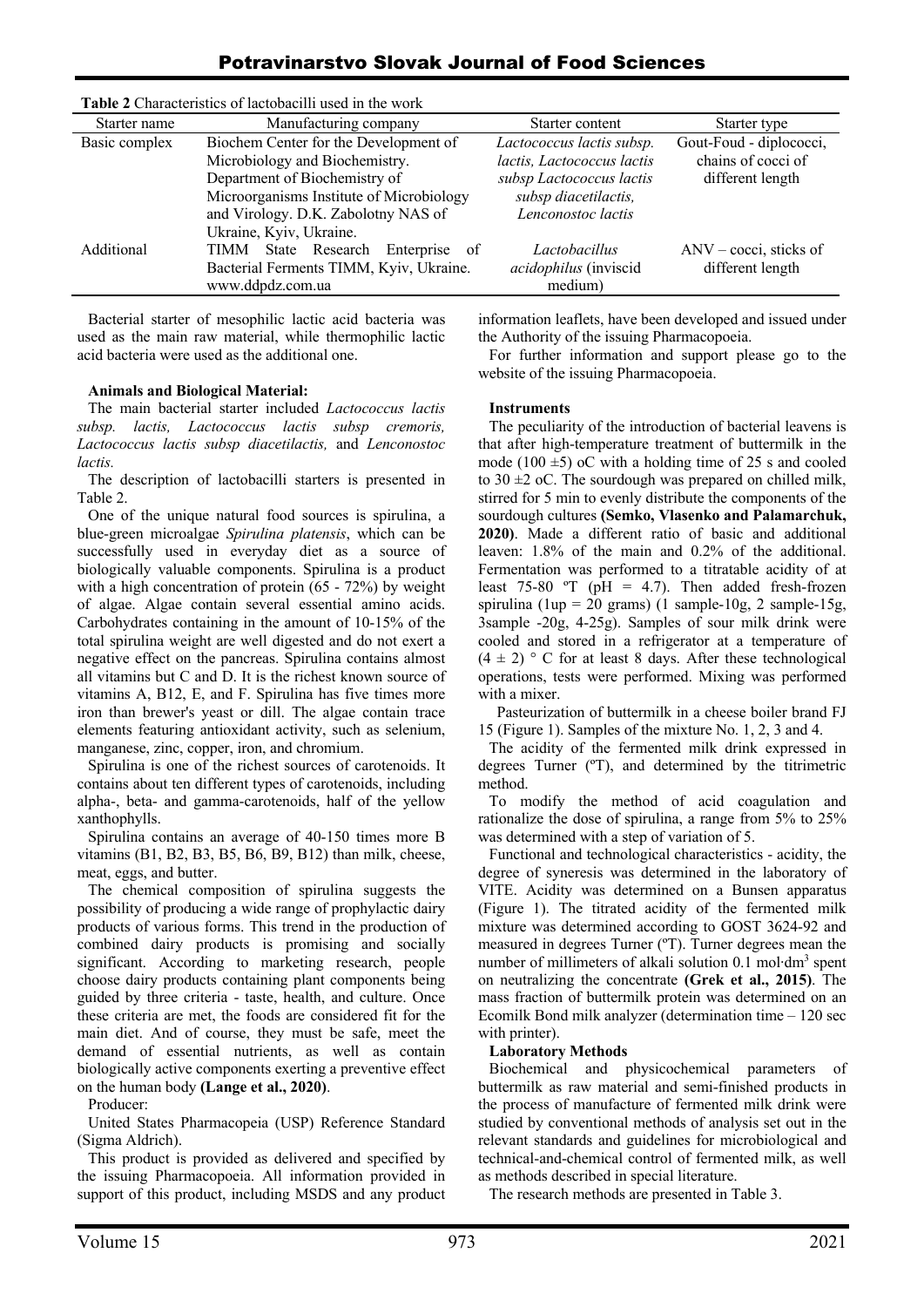**Table 2** Characteristics of lactobacilli used in the work

| Starter name | Manufacturing company | Starter content | Starter type |
| --- | --- | --- | --- |
| Basic complex | Biochem Center for the Development of Microbiology and Biochemistry. Department of Biochemistry of Microorganisms Institute of Microbiology and Virology. D.K. Zabolotny NAS of Ukraine, Kyiv, Ukraine. | *Lactococcus lactis subsp. lactis, Lactococcus lactis subsp Lactococcus lactis subsp diacetilactis, Lenconostoc lactis* | Gout-Foud - diplococci, chains of cocci of different length |
| Additional | TIMM State Research Enterprise of Bacterial Ferments TIMM, Kyiv, Ukraine. www.ddpdz.com.ua | *Lactobacillus acidophilus* (inviscid medium) | ANV – cocci, sticks of different length |

Bacterial starter of mesophilic lactic acid bacteria was used as the main raw material, while thermophilic lactic acid bacteria were used as the additional one.

**Animals and Biological Material:**

The main bacterial starter included *Lactococcus lactis subsp. lactis, Lactococcus lactis subsp cremoris, Lactococcus lactis subsp diacetilactis,* and *Lenconostoc lactis.*

The description of lactobacilli starters is presented in Table 2.

One of the unique natural food sources is spirulina, a blue-green microalgae *Spirulina platensis*, which can be successfully used in everyday diet as a source of biologically valuable components. Spirulina is a product with a high concentration of protein (65 - 72%) by weight of algae. Algae contain several essential amino acids. Carbohydrates containing in the amount of 10-15% of the total spirulina weight are well digested and do not exert a negative effect on the pancreas. Spirulina contains almost all vitamins but C and D. It is the richest known source of vitamins A, B12, E, and F. Spirulina has five times more iron than brewer's yeast or dill. The algae contain trace elements featuring antioxidant activity, such as selenium, manganese, zinc, copper, iron, and chromium.

Spirulina is one of the richest sources of carotenoids. It contains about ten different types of carotenoids, including alpha-, beta- and gamma-carotenoids, half of the yellow xanthophylls.

Spirulina contains an average of 40-150 times more B vitamins (B1, B2, B3, B5, B6, B9, B12) than milk, cheese, meat, eggs, and butter.

The chemical composition of spirulina suggests the possibility of producing a wide range of prophylactic dairy products of various forms. This trend in the production of combined dairy products is promising and socially significant. According to marketing research, people choose dairy products containing plant components being guided by three criteria - taste, health, and culture. Once these criteria are met, the foods are considered fit for the main diet. And of course, they must be safe, meet the demand of essential nutrients, as well as contain biologically active components exerting a preventive effect on the human body **(Lange et al., 2020)**.

Producer:

United States Pharmacopeia (USP) Reference Standard (Sigma Aldrich).

This product is provided as delivered and specified by the issuing Pharmacopoeia. All information provided in support of this product, including MSDS and any product information leaflets, have been developed and issued under the Authority of the issuing Pharmacopoeia.

For further information and support please go to the website of the issuing Pharmacopoeia.

**Instruments**

The peculiarity of the introduction of bacterial leavens is that after high-temperature treatment of buttermilk in the mode (100 ±5) oC with a holding time of 25 s and cooled to 30 ±2 oC. The sourdough was prepared on chilled milk, stirred for 5 min to evenly distribute the components of the sourdough cultures **(Semko, Vlasenko and Palamarchuk, 2020)**. Made a different ratio of basic and additional leaven: 1.8% of the main and 0.2% of the additional. Fermentation was performed to a titratable acidity of at least 75-80 ºT (pH = 4.7). Then added fresh-frozen spirulina (1up = 20 grams) (1 sample-10g, 2 sample-15g, 3sample -20g, 4-25g). Samples of sour milk drink were cooled and stored in a refrigerator at a temperature of (4 ± 2) ° C for at least 8 days. After these technological operations, tests were performed. Mixing was performed with a mixer.

Pasteurization of buttermilk in a cheese boiler brand FJ 15 (Figure 1). Samples of the mixture No. 1, 2, 3 and 4.

The acidity of the fermented milk drink expressed in degrees Turner (ºT), and determined by the titrimetric method.

To modify the method of acid coagulation and rationalize the dose of spirulina, a range from 5% to 25% was determined with a step of variation of 5.

Functional and technological characteristics - acidity, the degree of syneresis was determined in the laboratory of VITE. Acidity was determined on a Bunsen apparatus (Figure 1). The titrated acidity of the fermented milk mixture was determined according to GOST 3624-92 and measured in degrees Turner (ºT). Turner degrees mean the number of millimeters of alkali solution 0.1 mol·dm$^3$ spent on neutralizing the concentrate **(Grek et al., 2015)**. The mass fraction of buttermilk protein was determined on an Ecomilk Bond milk analyzer (determination time – 120 sec with printer).

**Laboratory Methods**

Biochemical and physicochemical parameters of buttermilk as raw material and semi-finished products in the process of manufacture of fermented milk drink were studied by conventional methods of analysis set out in the relevant standards and guidelines for microbiological and technical-and-chemical control of fermented milk, as well as methods described in special literature.

The research methods are presented in Table 3.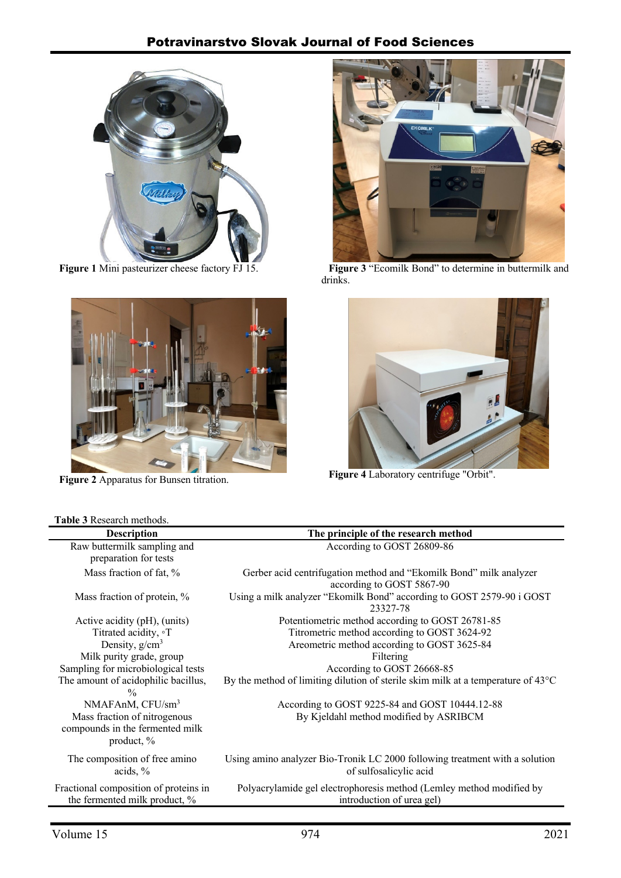Figure 1 Mini pasteurizer cheese factory FJ 15.

Figure 3 "Ecomilk Bond" to determine in buttermilk and drinks.

Figure 2 Apparatus for Bunsen titration.

Figure 4 Laboratory centrifuge "Orbit".

**Table 3** Research methods.

| Description | The principle of the research method |
|---|---|
| Raw buttermilk sampling and preparation for tests | According to GOST 26809-86 |
| Mass fraction of fat, % | Gerber acid centrifugation method and "Ekomilk Bond" milk analyzer according to GOST 5867-90 |
| Mass fraction of protein, % | Using a milk analyzer "Ekomilk Bond" according to GOST 2579-90 i GOST 23327-78 |
| Active acidity (pH), (units) | Potentiometric method according to GOST 26781-85 |
| Titrated acidity, ◦T | Titrometric method according to GOST 3624-92 |
| Density, g/cm$^3$ | Areometric method according to GOST 3625-84 |
| Milk purity grade, group | Filtering |
| Sampling for microbiological tests | According to GOST 26668-85 |
| The amount of acidophilic bacillus, % | By the method of limiting dilution of sterile skim milk at a temperature of 43°C |
| NMAFAnM, CFU/sm$^3$ | According to GOST 9225-84 and GOST 10444.12-88 |
| Mass fraction of nitrogenous compounds in the fermented milk product, % | By Kjeldahl method modified by ASRIBCM |
| The composition of free amino acids, % | Using amino analyzer Bio-Tronik LC 2000 following treatment with a solution of sulfosalicylic acid |
| Fractional composition of proteins in the fermented milk product, % | Polyacrylamide gel electrophoresis method (Lemley method modified by introduction of urea gel) |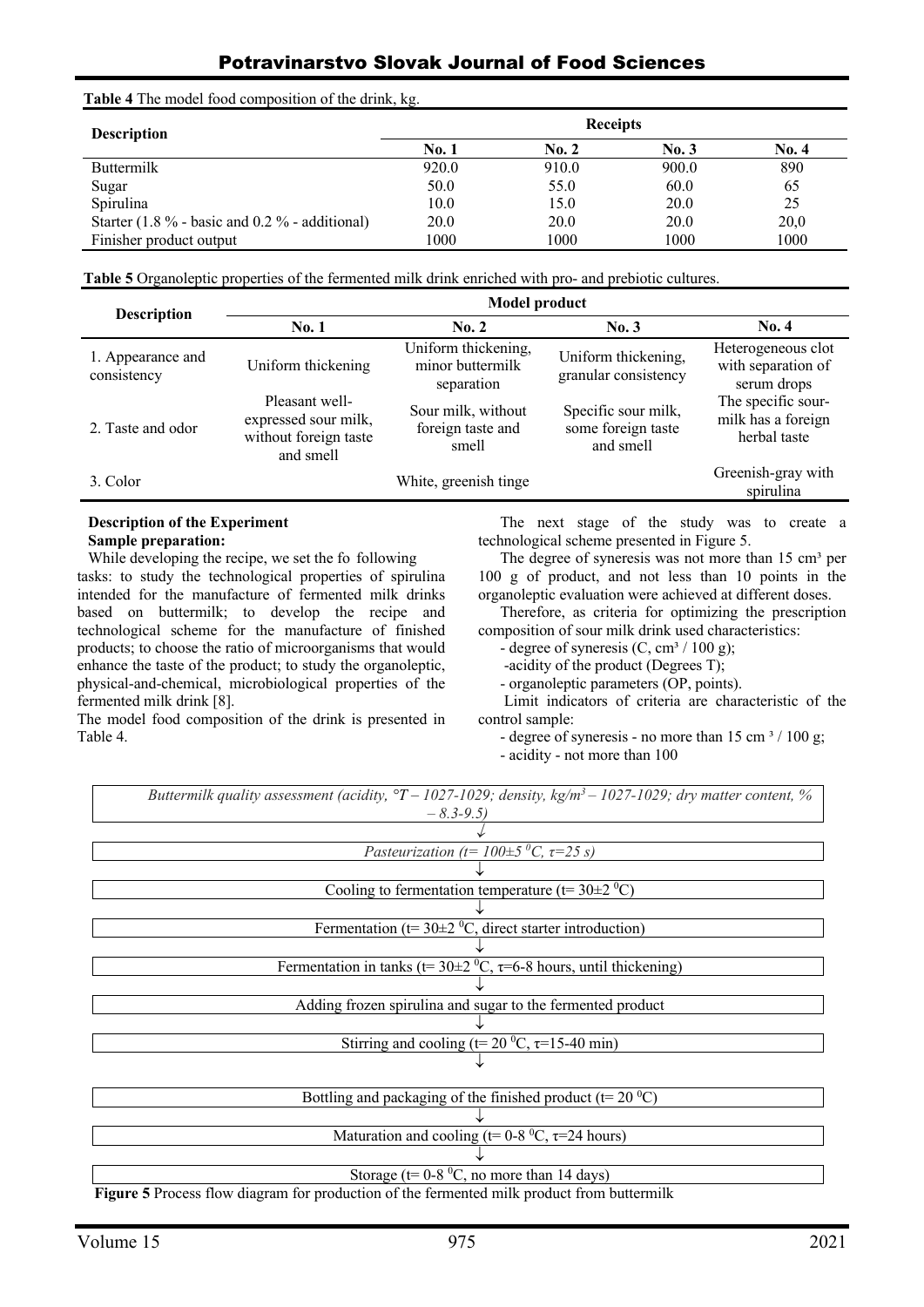**Table 4** The model food composition of the drink, kg.

| Description | Receipts | | | |
|---|---|---|---|---|
| | No. 1 | No. 2 | No. 3 | No. 4 |
| Buttermilk | 920.0 | 910.0 | 900.0 | 890 |
| Sugar | 50.0 | 55.0 | 60.0 | 65 |
| Spirulina | 10.0 | 15.0 | 20.0 | 25 |
| Starter (1.8 % - basic and 0.2 % - additional) | 20.0 | 20.0 | 20.0 | 20,0 |
| Finisher product output | 1000 | 1000 | 1000 | 1000 |

**Table 5** Organoleptic properties of the fermented milk drink enriched with pro- and prebiotic cultures.

| Description | Model product | | | |
|---|---|---|---|---|
| | No. 1 | No. 2 | No. 3 | No. 4 |
| 1. Appearance and consistency | Uniform thickening | Uniform thickening, minor buttermilk separation | Uniform thickening, granular consistency | Heterogeneous clot with separation of serum drops |
| 2. Taste and odor | Pleasant well-expressed sour milk, without foreign taste and smell | Sour milk, without foreign taste and smell | Specific sour milk, some foreign taste and smell | The specific sour-milk has a foreign herbal taste |
| 3. Color | | White, greenish tinge | | Greenish-gray with spirulina |

**Description of the Experiment**

**Sample preparation:**

While developing the recipe, we set the fo following tasks: to study the technological properties of spirulina intended for the manufacture of fermented milk drinks based on buttermilk; to develop the recipe and technological scheme for the manufacture of finished products; to choose the ratio of microorganisms that would enhance the taste of the product; to study the organoleptic, physical-and-chemical, microbiological properties of the fermented milk drink [8].

The model food composition of the drink is presented in Table 4.

The next stage of the study was to create a technological scheme presented in Figure 5.

The degree of syneresis was not more than 15 cm³ per 100 g of product, and not less than 10 points in the organoleptic evaluation were achieved at different doses.

Therefore, as criteria for optimizing the prescription composition of sour milk drink used characteristics:

- degree of syneresis (C, cm³ / 100 g);
- acidity of the product (Degrees T);
- organoleptic parameters (OP, points).

Limit indicators of criteria are characteristic of the control sample:

- degree of syneresis - no more than 15 cm ³ / 100 g;
- acidity - not more than 100

*Buttermilk quality assessment (acidity, °T – 1027-1029; density, kg/m³ – 1027-1029; dry matter content, % – 8.3-9.5)*

↓

*Pasteurization (t= 100±5 °C, τ=25 s)*

↓

Cooling to fermentation temperature (t= 30±2 °C)

↓

Fermentation (t= 30±2 °C, direct starter introduction)

↓

Fermentation in tanks (t= 30±2 °C, τ=6-8 hours, until thickening)

↓

Adding frozen spirulina and sugar to the fermented product

↓

Stirring and cooling (t= 20 °C, τ=15-40 min)

↓

Bottling and packaging of the finished product (t= 20 °C)

↓

Maturation and cooling (t= 0-8 °C, τ=24 hours)

↓

Storage (t= 0-8 °C, no more than 14 days)

**Figure 5** Process flow diagram for production of the fermented milk product from buttermilk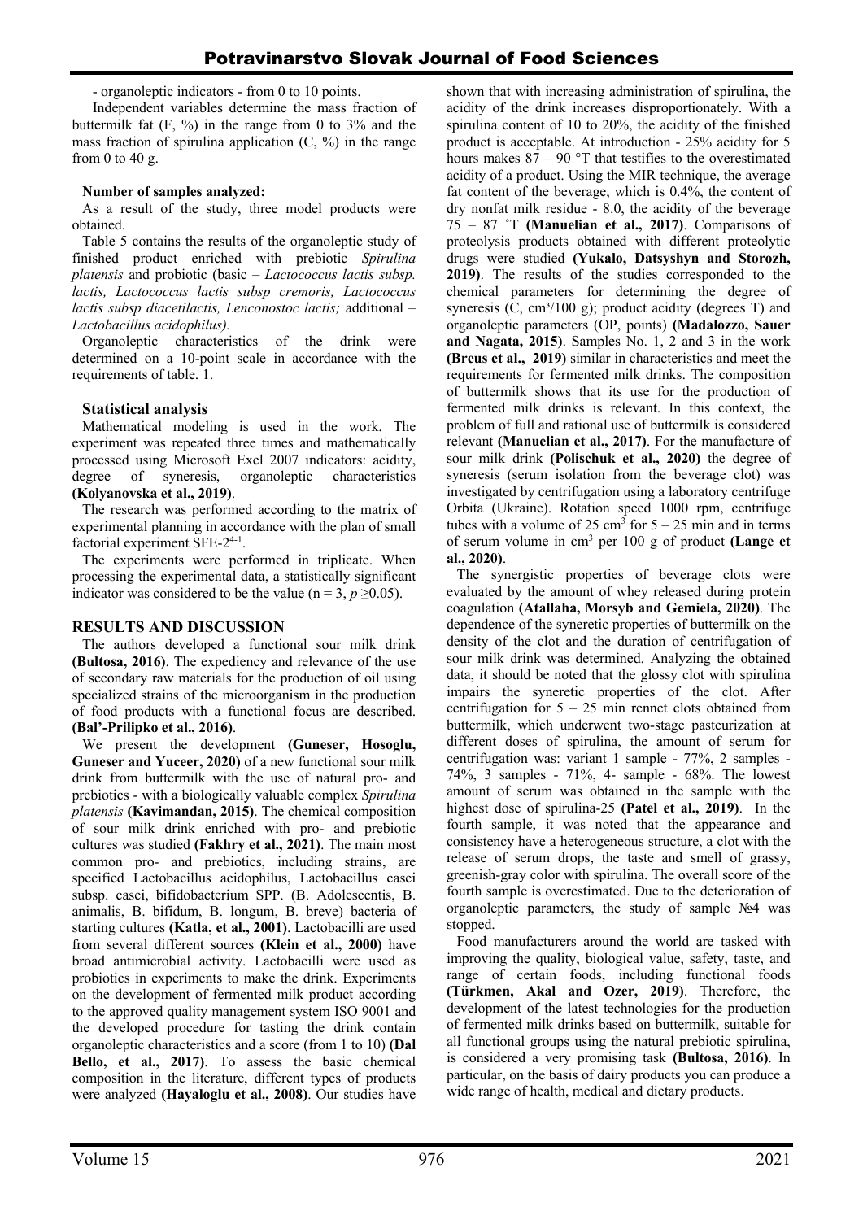- organoleptic indicators - from 0 to 10 points.

Independent variables determine the mass fraction of buttermilk fat (F, %) in the range from 0 to 3% and the mass fraction of spirulina application (C, %) in the range from 0 to 40 g.

**Number of samples analyzed:**

As a result of the study, three model products were obtained.

Table 5 contains the results of the organoleptic study of finished product enriched with prebiotic *Spirulina platensis* and probiotic (basic – *Lactococcus lactis subsp. lactis, Lactococcus lactis subsp cremoris, Lactococcus lactis subsp diacetilactis, Lenconostoc lactis;* additional – *Lactobacillus acidophilus).*

Organoleptic characteristics of the drink were determined on a 10-point scale in accordance with the requirements of table. 1.

## Statistical analysis

Mathematical modeling is used in the work. The experiment was repeated three times and mathematically processed using Microsoft Exel 2007 indicators: acidity, degree of syneresis, organoleptic characteristics **(Kolyanovska et al., 2019)**.

The research was performed according to the matrix of experimental planning in accordance with the plan of small factorial experiment SFE-$2^{4-1}$.

The experiments were performed in triplicate. When processing the experimental data, a statistically significant indicator was considered to be the value ($n = 3$, $p \geq 0.05$).

## RESULTS AND DISCUSSION

The authors developed a functional sour milk drink **(Bultosa, 2016)**. The expediency and relevance of the use of secondary raw materials for the production of oil using specialized strains of the microorganism in the production of food products with a functional focus are described. **(Bal'-Prilipko et al., 2016)**.

We present the development **(Guneser, Hosoglu, Guneser and Yuceer, 2020)** of a new functional sour milk drink from buttermilk with the use of natural pro- and prebiotics - with a biologically valuable complex *Spirulina platensis* **(Kavimandan, 2015)**. The chemical composition of sour milk drink enriched with pro- and prebiotic cultures was studied **(Fakhry et al., 2021)**. The main most common pro- and prebiotics, including strains, are specified Lactobacillus acidophilus, Lactobacillus casei subsp. casei, bifidobacterium SPP. (B. Adolescentis, B. animalis, B. bifidum, B. longum, B. breve) bacteria of starting cultures **(Katla, et al., 2001)**. Lactobacilli are used from several different sources **(Klein et al., 2000)** have broad antimicrobial activity. Lactobacilli were used as probiotics in experiments to make the drink. Experiments on the development of fermented milk product according to the approved quality management system ISO 9001 and the developed procedure for tasting the drink contain organoleptic characteristics and a score (from 1 to 10) **(Dal Bello, et al., 2017)**. To assess the basic chemical composition in the literature, different types of products were analyzed **(Hayaloglu et al., 2008)**. Our studies have shown that with increasing administration of spirulina, the acidity of the drink increases disproportionately. With a spirulina content of 10 to 20%, the acidity of the finished product is acceptable. At introduction - 25% acidity for 5 hours makes 87 – 90 °T that testifies to the overestimated acidity of a product. Using the MIR technique, the average fat content of the beverage, which is 0.4%, the content of dry nonfat milk residue - 8.0, the acidity of the beverage 75 – 87 ˚T **(Manuelian et al., 2017)**. Comparisons of proteolysis products obtained with different proteolytic drugs were studied **(Yukalo, Datsyshyn and Storozh, 2019)**. The results of the studies corresponded to the chemical parameters for determining the degree of syneresis (C, cm³/100 g); product acidity (degrees T) and organoleptic parameters (OP, points) **(Madalozzo, Sauer and Nagata, 2015)**. Samples No. 1, 2 and 3 in the work **(Breus et al., 2019)** similar in characteristics and meet the requirements for fermented milk drinks. The composition of buttermilk shows that its use for the production of fermented milk drinks is relevant. In this context, the problem of full and rational use of buttermilk is considered relevant **(Manuelian et al., 2017)**. For the manufacture of sour milk drink **(Polischuk et al., 2020)** the degree of syneresis (serum isolation from the beverage clot) was investigated by centrifugation using a laboratory centrifuge Orbita (Ukraine). Rotation speed 1000 rpm, centrifuge tubes with a volume of 25 $cm^3$ for 5 – 25 min and in terms of serum volume in $cm^3$ per 100 g of product **(Lange et al., 2020)**.

The synergistic properties of beverage clots were evaluated by the amount of whey released during protein coagulation **(Atallaha, Morsyb and Gemiela, 2020)**. The dependence of the syneretic properties of buttermilk on the density of the clot and the duration of centrifugation of sour milk drink was determined. Analyzing the obtained data, it should be noted that the glossy clot with spirulina impairs the syneretic properties of the clot. After centrifugation for 5 – 25 min rennet clots obtained from buttermilk, which underwent two-stage pasteurization at different doses of spirulina, the amount of serum for centrifugation was: variant 1 sample - 77%, 2 samples - 74%, 3 samples - 71%, 4- sample - 68%. The lowest amount of serum was obtained in the sample with the highest dose of spirulina-25 **(Patel et al., 2019)**. In the fourth sample, it was noted that the appearance and consistency have a heterogeneous structure, a clot with the release of serum drops, the taste and smell of grassy, greenish-gray color with spirulina. The overall score of the fourth sample is overestimated. Due to the deterioration of organoleptic parameters, the study of sample №4 was stopped.

Food manufacturers around the world are tasked with improving the quality, biological value, safety, taste, and range of certain foods, including functional foods **(Türkmen, Akal and Ozer, 2019)**. Therefore, the development of the latest technologies for the production of fermented milk drinks based on buttermilk, suitable for all functional groups using the natural prebiotic spirulina, is considered a very promising task **(Bultosa, 2016)**. In particular, on the basis of dairy products you can produce a wide range of health, medical and dietary products.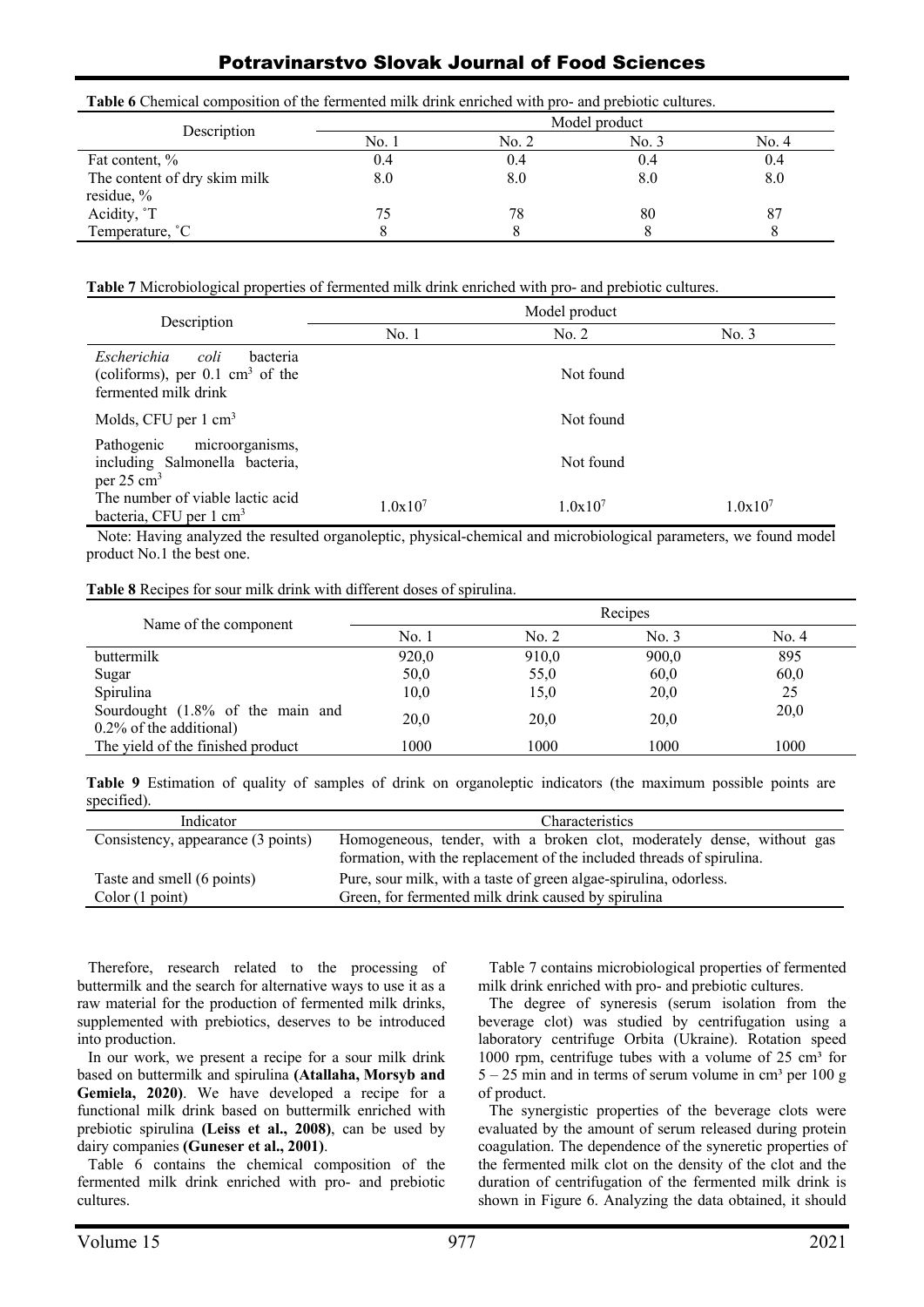**Table 6** Chemical composition of the fermented milk drink enriched with pro- and prebiotic cultures.

| Description | Model product | | | |
|---|---|---|---|---|
| | No. 1 | No. 2 | No. 3 | No. 4 |
| Fat content, % | 0.4 | 0.4 | 0.4 | 0.4 |
| The content of dry skim milk residue, % | 8.0 | 8.0 | 8.0 | 8.0 |
| Acidity, ˚T | 75 | 78 | 80 | 87 |
| Temperature, ˚C | 8 | 8 | 8 | 8 |

**Table 7** Microbiological properties of fermented milk drink enriched with pro- and prebiotic cultures.

| Description | Model product | | |
|---|---|---|---|
| | No. 1 | No. 2 | No. 3 |
| *Escherichia coli* bacteria (coliforms), per 0.1 cm$^3$ of the fermented milk drink | | Not found | |
| Molds, CFU per 1 cm$^3$ | | Not found | |
| Pathogenic microorganisms, including Salmonella bacteria, per 25 cm$^3$ | | Not found | |
| The number of viable lactic acid bacteria, CFU per 1 cm$^3$ | $1.0x10^7$ | $1.0x10^7$ | $1.0x10^7$ |

Note: Having analyzed the resulted organoleptic, physical-chemical and microbiological parameters, we found model product No.1 the best one.

**Table 8** Recipes for sour milk drink with different doses of spirulina.

| Name of the component | Recipes | | | |
|---|---|---|---|---|
| | No. 1 | No. 2 | No. 3 | No. 4 |
| buttermilk | 920,0 | 910,0 | 900,0 | 895 |
| Sugar | 50,0 | 55,0 | 60,0 | 60,0 |
| Spirulina | 10,0 | 15,0 | 20,0 | 25 |
| Sourdought (1.8% of the main and 0.2% of the additional) | 20,0 | 20,0 | 20,0 | 20,0 |
| The yield of the finished product | 1000 | 1000 | 1000 | 1000 |

**Table 9** Estimation of quality of samples of drink on organoleptic indicators (the maximum possible points are specified).

| Indicator | Characteristics |
|---|---|
| Consistency, appearance (3 points) | Homogeneous, tender, with a broken clot, moderately dense, without gas formation, with the replacement of the included threads of spirulina. |
| Taste and smell (6 points) | Pure, sour milk, with a taste of green algae-spirulina, odorless. |
| Color (1 point) | Green, for fermented milk drink caused by spirulina |

Therefore, research related to the processing of buttermilk and the search for alternative ways to use it as a raw material for the production of fermented milk drinks, supplemented with prebiotics, deserves to be introduced into production.

In our work, we present a recipe for a sour milk drink based on buttermilk and spirulina **(Atallaha, Morsyb and Gemiela, 2020)**. We have developed a recipe for a functional milk drink based on buttermilk enriched with prebiotic spirulina **(Leiss et al., 2008)**, can be used by dairy companies **(Guneser et al., 2001)**.

Table 6 contains the chemical composition of the fermented milk drink enriched with pro- and prebiotic cultures.

Table 7 contains microbiological properties of fermented milk drink enriched with pro- and prebiotic cultures.

The degree of syneresis (serum isolation from the beverage clot) was studied by centrifugation using a laboratory centrifuge Orbita (Ukraine). Rotation speed 1000 rpm, centrifuge tubes with a volume of 25 cm³ for 5 – 25 min and in terms of serum volume in cm³ per 100 g of product.

The synergistic properties of the beverage clots were evaluated by the amount of serum released during protein coagulation. The dependence of the syneretic properties of the fermented milk clot on the density of the clot and the duration of centrifugation of the fermented milk drink is shown in Figure 6. Analyzing the data obtained, it should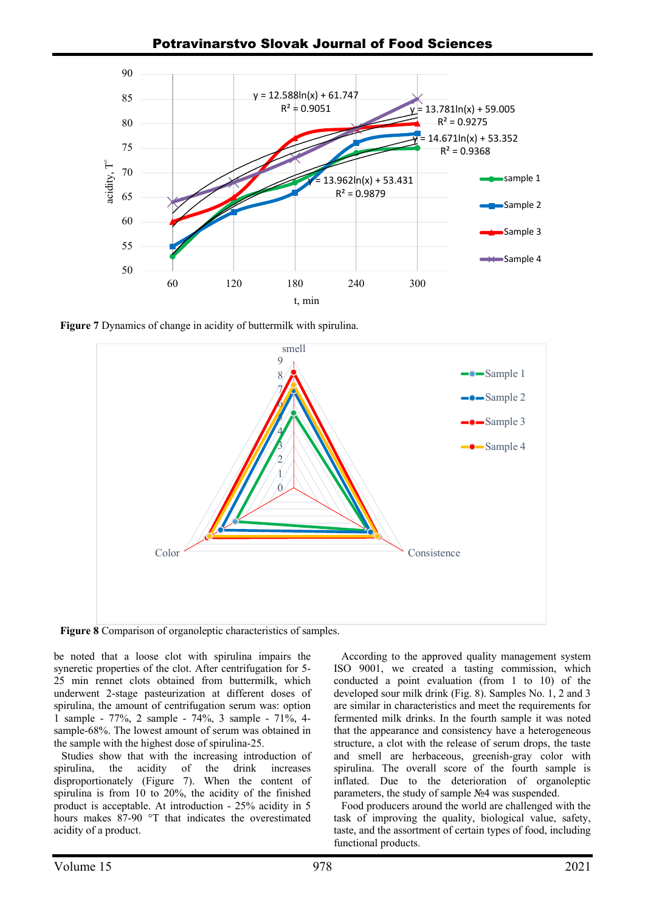Figure 7 Dynamics of change in acidity of buttermilk with spirulina.

Figure 8 Comparison of organoleptic characteristics of samples.

be noted that a loose clot with spirulina impairs the syneretic properties of the clot. After centrifugation for 5-25 min rennet clots obtained from buttermilk, which underwent 2-stage pasteurization at different doses of spirulina, the amount of centrifugation serum was: option 1 sample - 77%, 2 sample - 74%, 3 sample - 71%, 4-sample-68%. The lowest amount of serum was obtained in the sample with the highest dose of spirulina-25.

Studies show that with the increasing introduction of spirulina, the acidity of the drink increases disproportionately (Figure 7). When the content of spirulina is from 10 to 20%, the acidity of the finished product is acceptable. At introduction - 25% acidity in 5 hours makes 87-90 °T that indicates the overestimated acidity of a product.

According to the approved quality management system ISO 9001, we created a tasting commission, which conducted a point evaluation (from 1 to 10) of the developed sour milk drink (Fig. 8). Samples No. 1, 2 and 3 are similar in characteristics and meet the requirements for fermented milk drinks. In the fourth sample it was noted that the appearance and consistency have a heterogeneous structure, a clot with the release of serum drops, the taste and smell are herbaceous, greenish-gray color with spirulina. The overall score of the fourth sample is inflated. Due to the deterioration of organoleptic parameters, the study of sample №4 was suspended.

Food producers around the world are challenged with the task of improving the quality, biological value, safety, taste, and the assortment of certain types of food, including functional products.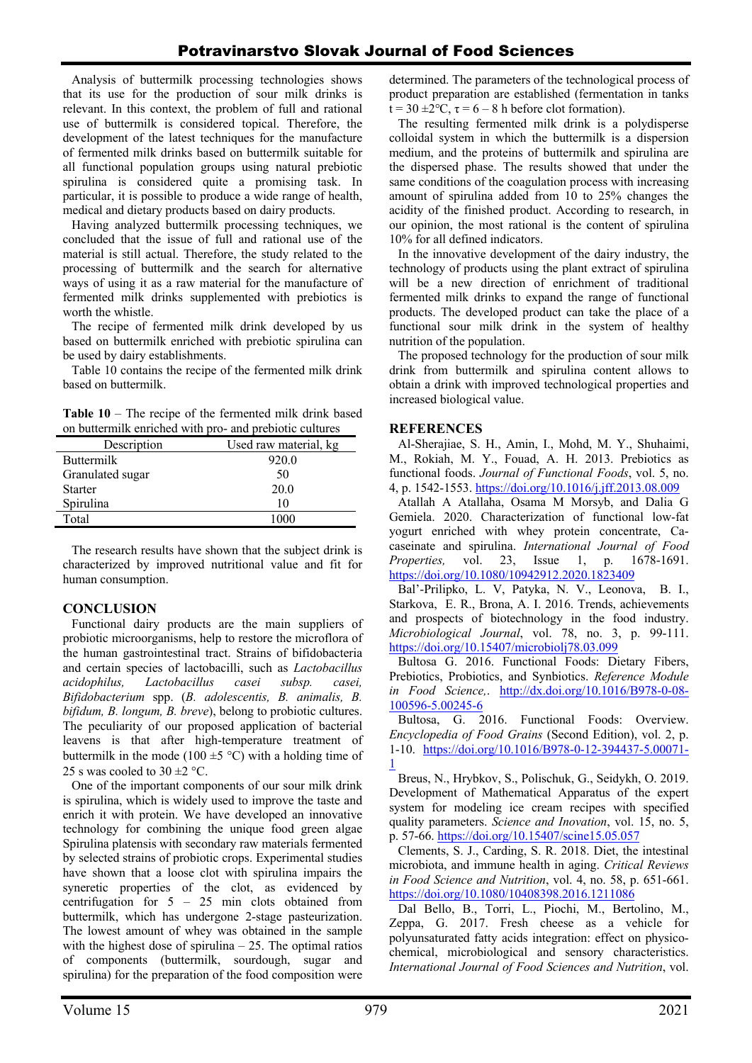Analysis of buttermilk processing technologies shows that its use for the production of sour milk drinks is relevant. In this context, the problem of full and rational use of buttermilk is considered topical. Therefore, the development of the latest techniques for the manufacture of fermented milk drinks based on buttermilk suitable for all functional population groups using natural prebiotic spirulina is considered quite a promising task. In particular, it is possible to produce a wide range of health, medical and dietary products based on dairy products.

Having analyzed buttermilk processing techniques, we concluded that the issue of full and rational use of the material is still actual. Therefore, the study related to the processing of buttermilk and the search for alternative ways of using it as a raw material for the manufacture of fermented milk drinks supplemented with prebiotics is worth the whistle.

The recipe of fermented milk drink developed by us based on buttermilk enriched with prebiotic spirulina can be used by dairy establishments.

Table 10 contains the recipe of the fermented milk drink based on buttermilk.

**Table 10** – The recipe of the fermented milk drink based on buttermilk enriched with pro- and prebiotic cultures

| Description | Used raw material, kg |
|---|---|
| Buttermilk | 920.0 |
| Granulated sugar | 50 |
| Starter | 20.0 |
| Spirulina | 10 |
| Total | 1000 |

The research results have shown that the subject drink is characterized by improved nutritional value and fit for human consumption.

## CONCLUSION

Functional dairy products are the main suppliers of probiotic microorganisms, help to restore the microflora of the human gastrointestinal tract. Strains of bifidobacteria and certain species of lactobacilli, such as *Lactobacillus acidophilus, Lactobacillus casei subsp. casei, Bifidobacterium* spp. (*B. adolescentis, B. animalis, B. bifidum, B. longum, B. breve*), belong to probiotic cultures. The peculiarity of our proposed application of bacterial leavens is that after high-temperature treatment of buttermilk in the mode (100 ±5 °C) with a holding time of 25 s was cooled to 30 ±2 °C.

One of the important components of our sour milk drink is spirulina, which is widely used to improve the taste and enrich it with protein. We have developed an innovative technology for combining the unique food green algae Spirulina platensis with secondary raw materials fermented by selected strains of probiotic crops. Experimental studies have shown that a loose clot with spirulina impairs the syneretic properties of the clot, as evidenced by centrifugation for 5 – 25 min clots obtained from buttermilk, which has undergone 2-stage pasteurization. The lowest amount of whey was obtained in the sample with the highest dose of spirulina – 25. The optimal ratios of components (buttermilk, sourdough, sugar and spirulina) for the preparation of the food composition were determined. The parameters of the technological process of product preparation are established (fermentation in tanks $t = 30 \pm 2$°C, $\tau = 6 – 8$ h before clot formation).

The resulting fermented milk drink is a polydisperse colloidal system in which the buttermilk is a dispersion medium, and the proteins of buttermilk and spirulina are the dispersed phase. The results showed that under the same conditions of the coagulation process with increasing amount of spirulina added from 10 to 25% changes the acidity of the finished product. According to research, in our opinion, the most rational is the content of spirulina 10% for all defined indicators.

In the innovative development of the dairy industry, the technology of products using the plant extract of spirulina will be a new direction of enrichment of traditional fermented milk drinks to expand the range of functional products. The developed product can take the place of a functional sour milk drink in the system of healthy nutrition of the population.

The proposed technology for the production of sour milk drink from buttermilk and spirulina content allows to obtain a drink with improved technological properties and increased biological value.

## REFERENCES

Al-Sherajiae, S. H., Amin, I., Mohd, M. Y., Shuhaimi, M., Rokiah, M. Y., Fouad, A. H. 2013. Prebiotics as functional foods. *Journal of Functional Foods*, vol. 5, no. 4, p. 1542-1553. https://doi.org/10.1016/j.jff.2013.08.009

Atallah A Atallaha, Osama M Morsyb, and Dalia G Gemiela. 2020. Characterization of functional low-fat yogurt enriched with whey protein concentrate, Ca-caseinate and spirulina. *International Journal of Food Properties,* vol. 23, Issue 1, p. 1678-1691. https://doi.org/10.1080/10942912.2020.1823409

Bal'-Prilipko, L. V, Patyka, N. V., Leonova, B. I., Starkova, E. R., Brona, A. I. 2016. Trends, achievements and prospects of biotechnology in the food industry. *Microbiological Journal*, vol. 78, no. 3, p. 99-111. https://doi.org/10.15407/microbiolj78.03.099

Bultosa G. 2016. Functional Foods: Dietary Fibers, Prebiotics, Probiotics, and Synbiotics. *Reference Module in Food Science,*. http://dx.doi.org/10.1016/B978-0-08-100596-5.00245-6

Bultosa, G. 2016. Functional Foods: Overview. *Encyclopedia of Food Grains* (Second Edition), vol. 2, p. 1-10. https://doi.org/10.1016/B978-0-12-394437-5.00071-1

Breus, N., Hrybkov, S., Polischuk, G., Seidykh, O. 2019. Development of Mathematical Apparatus of the expert system for modeling ice cream recipes with specified quality parameters. *Science and Inovation*, vol. 15, no. 5, p. 57-66. https://doi.org/10.15407/scine15.05.057

Clements, S. J., Carding, S. R. 2018. Diet, the intestinal microbiota, and immune health in aging. *Critical Reviews in Food Science and Nutrition*, vol. 4, no. 58, p. 651-661. https://doi.org/10.1080/10408398.2016.1211086

Dal Bello, B., Torri, L., Piochi, M., Bertolino, M., Zeppa, G. 2017. Fresh cheese as a vehicle for polyunsaturated fatty acids integration: effect on physico-chemical, microbiological and sensory characteristics. *International Journal of Food Sciences and Nutrition*, vol.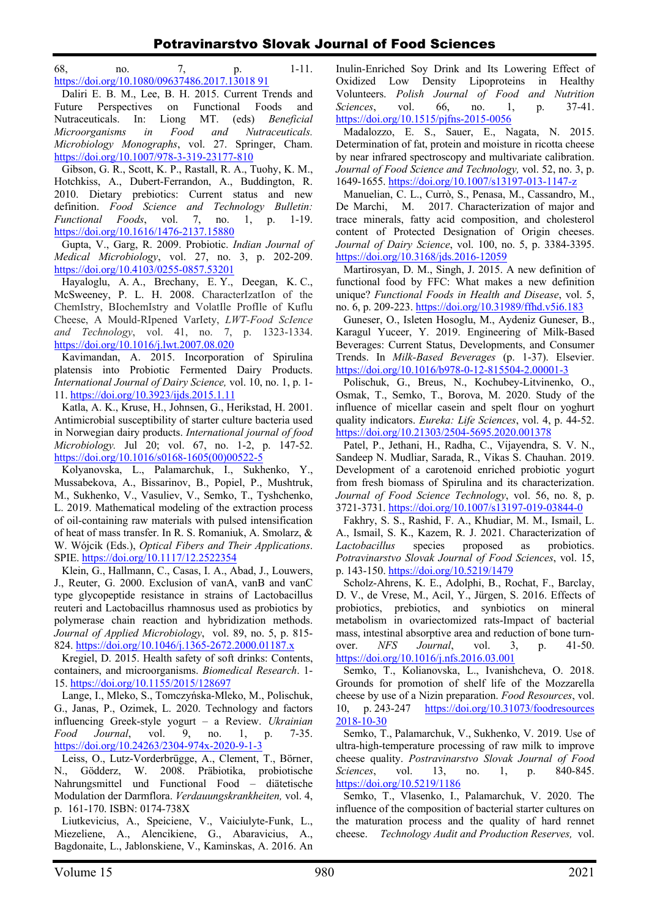68, no. 7, p. 1-11. https://doi.org/10.1080/09637486.2017.13018 91

Daliri E. B. M., Lee, B. H. 2015. Current Trends and Future Perspectives on Functional Foods and Nutraceuticals. In: Liong MT. (eds) *Beneficial Microorganisms in Food and Nutraceuticals. Microbiology Monographs*, vol. 27. Springer, Cham. https://doi.org/10.1007/978-3-319-23177-810

Gibson, G. R., Scott, K. P., Rastall, R. A., Tuohy, K. M., Hotchkiss, A., Dubert-Ferrandon, A., Buddington, R. 2010. Dietary prebiotics: Current status and new definition. *Food Science and Technology Bulletin: Functional Foods*, vol. 7, no. 1, p. 1-19. https://doi.org/10.1616/1476-2137.15880

Gupta, V., Garg, R. 2009. Probiotic. *Indian Journal of Medical Microbiology*, vol. 27, no. 3, p. 202-209. https://doi.org/10.4103/0255-0857.53201

Hayaloglu, A. A., Brechany, E. Y., Deegan, K. C., McSweeney, P. L. H. 2008. CharacterIzatIon of the ChemIstry, BIochemIstry and VolatIle ProfIle of Kuflu Cheese, A Mould-RIpened VarIety, *LWT-Food ScIence and Technology*, vol. 41, no. 7, p. 1323-1334. https://doi.org/10.1016/j.lwt.2007.08.020

Kavimandan, A. 2015. Incorporation of Spirulina platensis into Probiotic Fermented Dairy Products. *International Journal of Dairy Science,* vol. 10, no. 1, p. 1-11. https://doi.org/10.3923/ijds.2015.1.11

Katla, A. K., Kruse, H., Johnsen, G., Herikstad, H. 2001. Antimicrobial susceptibility of starter culture bacteria used in Norwegian dairy products. *International journal of food Microbiology.* Jul 20; vol. 67, no. 1-2, p. 147-52. https://doi.org/10.1016/s0168-1605(00)00522-5

Kolyanovska, L., Palamarchuk, I., Sukhenko, Y., Mussabekova, A., Bissarinov, B., Popiel, P., Mushtruk, M., Sukhenko, V., Vasuliev, V., Semko, T., Tyshchenko, L. 2019. Mathematical modeling of the extraction process of oil-containing raw materials with pulsed intensification of heat of mass transfer. In R. S. Romaniuk, A. Smolarz, & W. Wójcik (Eds.), *Optical Fibers and Their Applications*. SPIE. https://doi.org/10.1117/12.2522354

Klein, G., Hallmann, C., Casas, I. A., Abad, J., Louwers, J., Reuter, G. 2000. Exclusion of vanA, vanB and vanC type glycopeptide resistance in strains of Lactobacillus reuteri and Lactobacillus rhamnosus used as probiotics by polymerase chain reaction and hybridization methods. *Journal of Applied Microbiology*, vol. 89, no. 5, p. 815-824. https://doi.org/10.1046/j.1365-2672.2000.01187.x

Kregiel, D. 2015. Health safety of soft drinks: Contents, containers, and microorganisms. *Biomedical Research*. 1-15. https://doi.org/10.1155/2015/128697

Lange, I., Mleko, S., Tomczyńska-Mleko, M., Polischuk, G., Janas, P., Ozimek, L. 2020. Technology and factors influencing Greek-style yogurt – a Review. *Ukrainian Food Journal*, vol. 9, no. 1, p. 7-35. https://doi.org/10.24263/2304-974x-2020-9-1-3

Leiss, O., Lutz-Vorderbrügge, A., Clement, T., Börner, N., Gödderz, W. 2008. Präbiotika, probiotische Nahrungsmittel und Functional Food – diätetische Modulation der Darmflora. *Verdauungskrankheiten,* vol. 4, p. 161-170. ISBN: 0174-738X

Liutkevicius, A., Speiciene, V., Vaiciulyte-Funk, L., Miezeliene, A., Alencikiene, G., Abaravicius, A., Bagdonaite, L., Jablonskiene, V., Kaminskas, A. 2016. An Inulin-Enriched Soy Drink and Its Lowering Effect of Oxidized Low Density Lipoproteins in Healthy Volunteers. *Polish Journal of Food and Nutrition Sciences*, vol. 66, no. 1, p. 37-41. https://doi.org/10.1515/pjfns-2015-0056

Madalozzo, E. S., Sauer, E., Nagata, N. 2015. Determination of fat, protein and moisture in ricotta cheese by near infrared spectroscopy and multivariate calibration. *Journal of Food Science and Technology,* vol. 52, no. 3, p. 1649-1655. https://doi.org/10.1007/s13197-013-1147-z

Manuelian, C. L., Currò, S., Penasa, M., Cassandro, M., De Marchi, M. 2017. Characterization of major and trace minerals, fatty acid composition, and cholesterol content of Protected Designation of Origin cheeses. *Journal of Dairy Science*, vol. 100, no. 5, p. 3384-3395. https://doi.org/10.3168/jds.2016-12059

Martirosyan, D. M., Singh, J. 2015. A new definition of functional food by FFC: What makes a new definition unique? *Functional Foods in Health and Disease*, vol. 5, no. 6, p. 209-223. https://doi.org/10.31989/ffhd.v5i6.183

Guneser, O., Isleten Hosoglu, M., Aydeniz Guneser, B., Karagul Yuceer, Y. 2019. Engineering of Milk-Based Beverages: Current Status, Developments, and Consumer Trends. In *Milk-Based Beverages* (p. 1-37). Elsevier. https://doi.org/10.1016/b978-0-12-815504-2.00001-3

Polischuk, G., Breus, N., Kochubey-Litvinenko, O., Osmak, T., Semko, T., Borova, M. 2020. Study of the influence of micellar casein and spelt flour on yoghurt quality indicators. *Eureka: Life Sciences*, vol. 4, p. 44-52. https://doi.org/10.21303/2504-5695.2020.001378

Patel, P., Jethani, H., Radha, C., Vijayendra, S. V. N., Sandeep N. Mudliar, Sarada, R., Vikas S. Chauhan. 2019. Development of a carotenoid enriched probiotic yogurt from fresh biomass of Spirulina and its characterization. *Journal of Food Science Technology*, vol. 56, no. 8, p. 3721-3731. https://doi.org/10.1007/s13197-019-03844-0

Fakhry, S. S., Rashid, F. A., Khudiar, M. M., Ismail, L. A., Ismail, S. K., Kazem, R. J. 2021. Characterization of *Lactobacillus* species proposed as probiotics. *Potravinarstvo Slovak Journal of Food Sciences*, vol. 15, p. 143-150. https://doi.org/10.5219/1479

Scholz-Ahrens, K. E., Adolphi, B., Rochat, F., Barclay, D. V., de Vrese, M., Acil, Y., Jürgen, S. 2016. Effects of probiotics, prebiotics, and synbiotics on mineral metabolism in ovariectomized rats-Impact of bacterial mass, intestinal absorptive area and reduction of bone turn-over. *NFS Journal*, vol. 3, p. 41-50. https://doi.org/10.1016/j.nfs.2016.03.001

Semko, T., Kolianovska, L., Ivanishcheva, O. 2018. Grounds for promotion of shelf life of the Mozzarella cheese by use of a Nizin preparation. *Food Resources*, vol. 10, p. 243-247 https://doi.org/10.31073/foodresources 2018-10-30

Semko, T., Palamarchuk, V., Sukhenko, V. 2019. Use of ultra-high-temperature processing of raw milk to improve cheese quality. *Postravinarstvo Slovak Journal of Food Sciences*, vol. 13, no. 1, p. 840-845. https://doi.org/10.5219/1186

Semko, T., Vlasenko, I., Palamarchuk, V. 2020. The influence of the composition of bacterial starter cultures on the maturation process and the quality of hard rennet cheese. *Technology Audit and Production Reserves,* vol.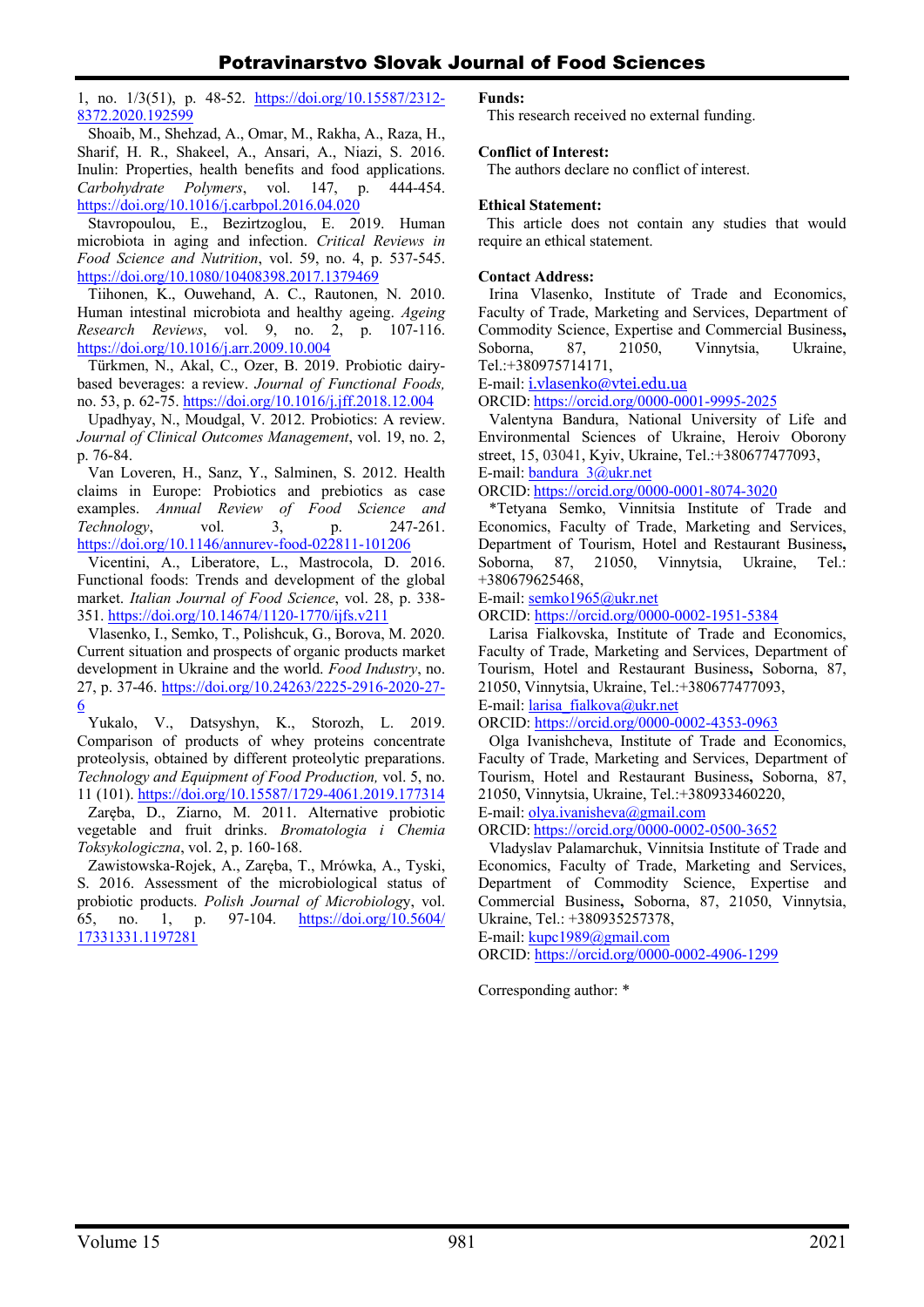1, no. 1/3(51), p. 48-52. https://doi.org/10.15587/2312-8372.2020.192599

Shoaib, M., Shehzad, A., Omar, M., Rakha, A., Raza, H., Sharif, H. R., Shakeel, A., Ansari, A., Niazi, S. 2016. Inulin: Properties, health benefits and food applications. *Carbohydrate Polymers*, vol. 147, p. 444-454. https://doi.org/10.1016/j.carbpol.2016.04.020

Stavropoulou, E., Bezirtzoglou, E. 2019. Human microbiota in aging and infection. *Critical Reviews in Food Science and Nutrition*, vol. 59, no. 4, p. 537-545. https://doi.org/10.1080/10408398.2017.1379469

Tiihonen, K., Ouwehand, A. C., Rautonen, N. 2010. Human intestinal microbiota and healthy ageing. *Ageing Research Reviews*, vol. 9, no. 2, p. 107-116. https://doi.org/10.1016/j.arr.2009.10.004

Türkmen, N., Akal, C., Ozer, B. 2019. Probiotic dairy-based beverages: a review. *Journal of Functional Foods,* no. 53, p. 62-75. https://doi.org/10.1016/j.jff.2018.12.004

Upadhyay, N., Moudgal, V. 2012. Probiotics: A review. *Journal of Clinical Outcomes Management*, vol. 19, no. 2, p. 76-84.

Van Loveren, H., Sanz, Y., Salminen, S. 2012. Health claims in Europe: Probiotics and prebiotics as case examples. *Annual Review of Food Science and Technology*, vol. 3, p. 247-261. https://doi.org/10.1146/annurev-food-022811-101206

Vicentini, A., Liberatore, L., Mastrocola, D. 2016. Functional foods: Trends and development of the global market. *Italian Journal of Food Science*, vol. 28, p. 338-351. https://doi.org/10.14674/1120-1770/ijfs.v211

Vlasenko, I., Semko, T., Polishcuk, G., Borova, M. 2020. Current situation and prospects of organic products market development in Ukraine and the world. *Food Industry*, no. 27, p. 37-46. https://doi.org/10.24263/2225-2916-2020-27-6

Yukalo, V., Datsyshyn, K., Storozh, L. 2019. Comparison of products of whey proteins concentrate proteolysis, obtained by different proteolytic preparations. *Technology and Equipment of Food Production,* vol. 5, no. 11 (101). https://doi.org/10.15587/1729-4061.2019.177314

Zaręba, D., Ziarno, M. 2011. Alternative probiotic vegetable and fruit drinks. *Bromatologia i Chemia Toksykologiczna*, vol. 2, p. 160-168.

Zawistowska-Rojek, A., Zaręba, T., Mrówka, A., Tyski, S. 2016. Assessment of the microbiological status of probiotic products. *Polish Journal of Microbiology*, vol. 65, no. 1, p. 97-104. https://doi.org/10.5604/17331331.1197281

**Funds:**

This research received no external funding.

**Conflict of Interest:**

The authors declare no conflict of interest.

**Ethical Statement:**

This article does not contain any studies that would require an ethical statement.

**Contact Address:**

Irina Vlasenko, Institute of Trade and Economics, Faculty of Trade, Marketing and Services, Department of Commodity Science, Expertise and Commercial Business**,** Soborna, 87, 21050, Vinnytsia, Ukraine, Tel.:+380975714171,
E-mail: i.vlasenko@vtei.edu.ua
ORCID: https://orcid.org/0000-0001-9995-2025

Valentyna Bandura, National University of Life and Environmental Sciences of Ukraine, Heroiv Oborony street, 15, 03041, Kyiv, Ukraine, Tel.:+380677477093,
E-mail: bandura_3@ukr.net
ORCID: https://orcid.org/0000-0001-8074-3020

*Tetyana Semko, Vinnitsia Institute of Trade and Economics, Faculty of Trade, Marketing and Services, Department of Tourism, Hotel and Restaurant Business**,** Soborna, 87, 21050, Vinnytsia, Ukraine, Tel.: +380679625468,
E-mail: semko1965@ukr.net
ORCID: https://orcid.org/0000-0002-1951-5384

Larisa Fialkovska, Institute of Trade and Economics, Faculty of Trade, Marketing and Services, Department of Tourism, Hotel and Restaurant Business**,** Soborna, 87, 21050, Vinnytsia, Ukraine, Tel.:+380677477093,
E-mail: larisa_fialkova@ukr.net
ORCID: https://orcid.org/0000-0002-4353-0963

Olga Ivanishcheva, Institute of Trade and Economics, Faculty of Trade, Marketing and Services, Department of Tourism, Hotel and Restaurant Business**,** Soborna, 87, 21050, Vinnytsia, Ukraine, Tel.:+380933460220,
E-mail: olya.ivanisheva@gmail.com
ORCID: https://orcid.org/0000-0002-0500-3652

Vladyslav Palamarchuk, Vinnitsia Institute of Trade and Economics, Faculty of Trade, Marketing and Services, Department of Commodity Science, Expertise and Commercial Business**,** Soborna, 87, 21050, Vinnytsia, Ukraine, Tel.: +380935257378,
E-mail: kupc1989@gmail.com
ORCID: https://orcid.org/0000-0002-4906-1299

Corresponding author: *